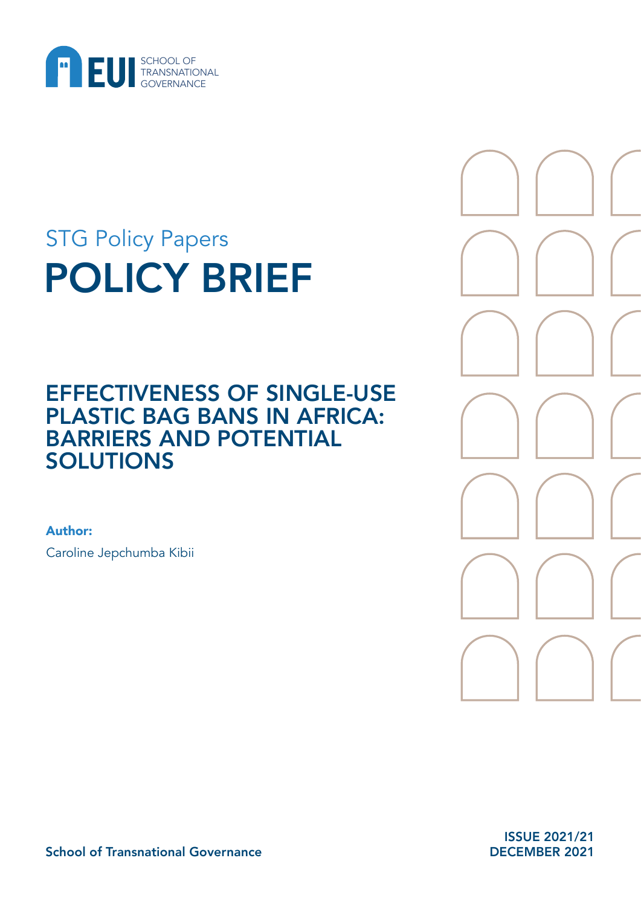EUI SCHOOL OF TRANSNATIONAL GOVERNANCE

STG Policy Papers

# POLICY BRIEF

## EFFECTIVENESS OF SINGLE-USE PLASTIC BAG BANS IN AFRICA: BARRIERS AND POTENTIAL SOLUTIONS

**Author:**

Caroline Jepchumba Kibii

School of Transnational Governance

ISSUE 2021/21
DECEMBER 2021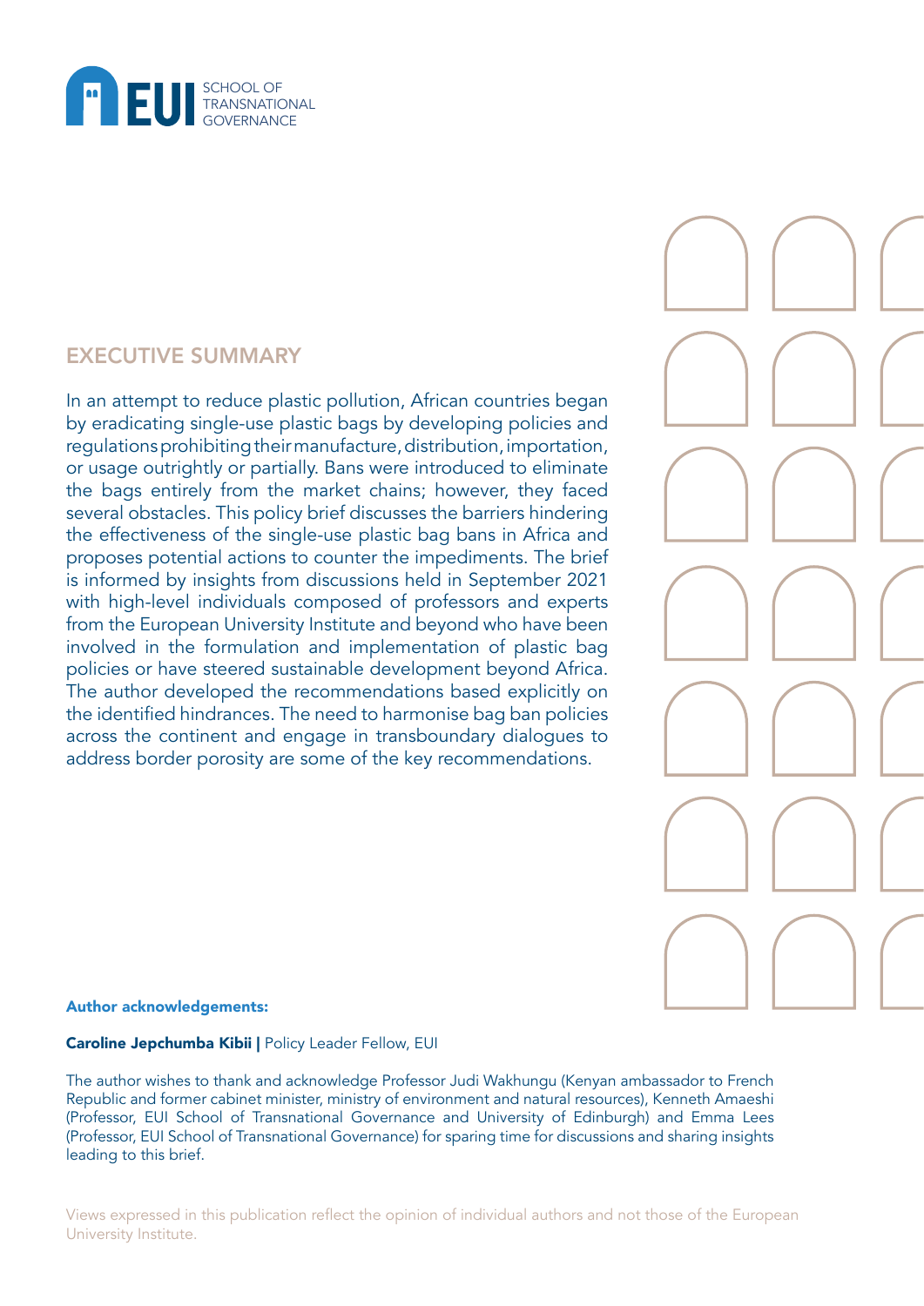## EXECUTIVE SUMMARY

In an attempt to reduce plastic pollution, African countries began by eradicating single-use plastic bags by developing policies and regulations prohibiting their manufacture, distribution, importation, or usage outrightly or partially. Bans were introduced to eliminate the bags entirely from the market chains; however, they faced several obstacles. This policy brief discusses the barriers hindering the effectiveness of the single-use plastic bag bans in Africa and proposes potential actions to counter the impediments. The brief is informed by insights from discussions held in September 2021 with high-level individuals composed of professors and experts from the European University Institute and beyond who have been involved in the formulation and implementation of plastic bag policies or have steered sustainable development beyond Africa. The author developed the recommendations based explicitly on the identified hindrances. The need to harmonise bag ban policies across the continent and engage in transboundary dialogues to address border porosity are some of the key recommendations.

**Author acknowledgements:**

**Caroline Jepchumba Kibii |** Policy Leader Fellow, EUI

The author wishes to thank and acknowledge Professor Judi Wakhungu (Kenyan ambassador to French Republic and former cabinet minister, ministry of environment and natural resources), Kenneth Amaeshi (Professor, EUI School of Transnational Governance and University of Edinburgh) and Emma Lees (Professor, EUI School of Transnational Governance) for sparing time for discussions and sharing insights leading to this brief.

Views expressed in this publication reflect the opinion of individual authors and not those of the European University Institute.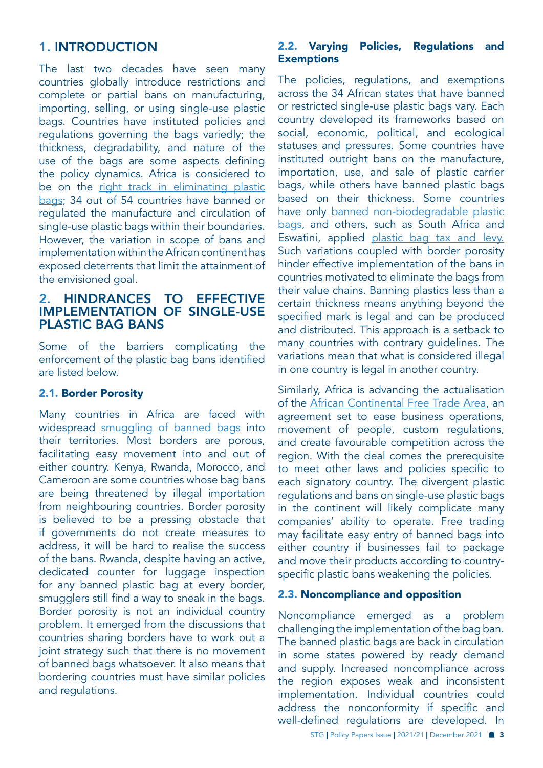## 1. INTRODUCTION

The last two decades have seen many countries globally introduce restrictions and complete or partial bans on manufacturing, importing, selling, or using single-use plastic bags. Countries have instituted policies and regulations governing the bags variedly; the thickness, degradability, and nature of the use of the bags are some aspects defining the policy dynamics. Africa is considered to be on the right track in eliminating plastic bags; 34 out of 54 countries have banned or regulated the manufacture and circulation of single-use plastic bags within their boundaries. However, the variation in scope of bans and implementation within the African continent has exposed deterrents that limit the attainment of the envisioned goal.

## 2. HINDRANCES TO EFFECTIVE IMPLEMENTATION OF SINGLE-USE PLASTIC BAG BANS

Some of the barriers complicating the enforcement of the plastic bag bans identified are listed below.

### 2.1. Border Porosity

Many countries in Africa are faced with widespread smuggling of banned bags into their territories. Most borders are porous, facilitating easy movement into and out of either country. Kenya, Rwanda, Morocco, and Cameroon are some countries whose bag bans are being threatened by illegal importation from neighbouring countries. Border porosity is believed to be a pressing obstacle that if governments do not create measures to address, it will be hard to realise the success of the bans. Rwanda, despite having an active, dedicated counter for luggage inspection for any banned plastic bag at every border, smugglers still find a way to sneak in the bags. Border porosity is not an individual country problem. It emerged from the discussions that countries sharing borders have to work out a joint strategy such that there is no movement of banned bags whatsoever. It also means that bordering countries must have similar policies and regulations.

### 2.2. Varying Policies, Regulations and Exemptions

The policies, regulations, and exemptions across the 34 African states that have banned or restricted single-use plastic bags vary. Each country developed its frameworks based on social, economic, political, and ecological statuses and pressures. Some countries have instituted outright bans on the manufacture, importation, use, and sale of plastic carrier bags, while others have banned plastic bags based on their thickness. Some countries have only banned non-biodegradable plastic bags, and others, such as South Africa and Eswatini, applied plastic bag tax and levy. Such variations coupled with border porosity hinder effective implementation of the bans in countries motivated to eliminate the bags from their value chains. Banning plastics less than a certain thickness means anything beyond the specified mark is legal and can be produced and distributed. This approach is a setback to many countries with contrary guidelines. The variations mean that what is considered illegal in one country is legal in another country.

Similarly, Africa is advancing the actualisation of the African Continental Free Trade Area, an agreement set to ease business operations, movement of people, custom regulations, and create favourable competition across the region. With the deal comes the prerequisite to meet other laws and policies specific to each signatory country. The divergent plastic regulations and bans on single-use plastic bags in the continent will likely complicate many companies' ability to operate. Free trading may facilitate easy entry of banned bags into either country if businesses fail to package and move their products according to country-specific plastic bans weakening the policies.

### 2.3. Noncompliance and opposition

Noncompliance emerged as a problem challenging the implementation of the bag ban. The banned plastic bags are back in circulation in some states powered by ready demand and supply. Increased noncompliance across the region exposes weak and inconsistent implementation. Individual countries could address the nonconformity if specific and well-defined regulations are developed. In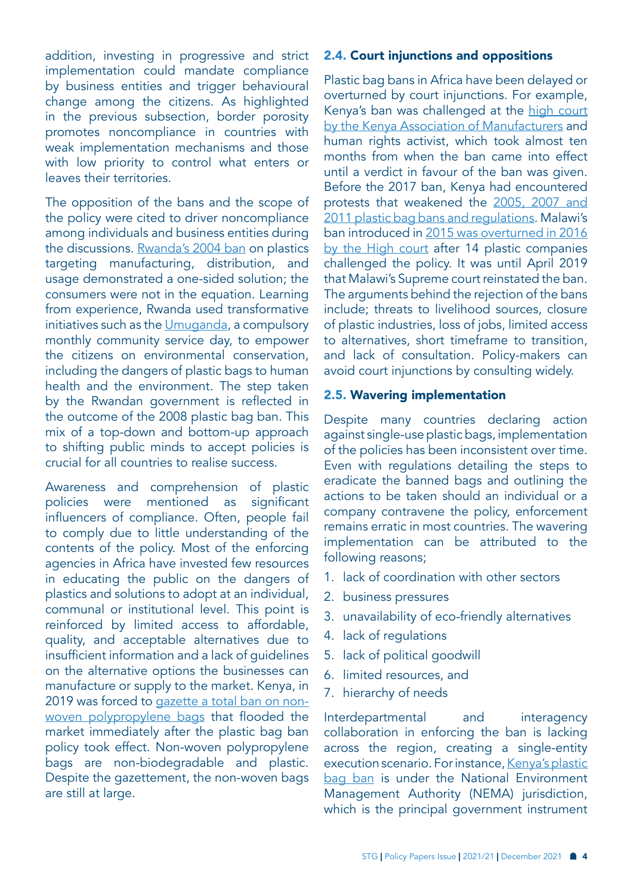addition, investing in progressive and strict implementation could mandate compliance by business entities and trigger behavioural change among the citizens. As highlighted in the previous subsection, border porosity promotes noncompliance in countries with weak implementation mechanisms and those with low priority to control what enters or leaves their territories.

The opposition of the bans and the scope of the policy were cited to driver noncompliance among individuals and business entities during the discussions. Rwanda's 2004 ban on plastics targeting manufacturing, distribution, and usage demonstrated a one-sided solution; the consumers were not in the equation. Learning from experience, Rwanda used transformative initiatives such as the Umuganda, a compulsory monthly community service day, to empower the citizens on environmental conservation, including the dangers of plastic bags to human health and the environment. The step taken by the Rwandan government is reflected in the outcome of the 2008 plastic bag ban. This mix of a top-down and bottom-up approach to shifting public minds to accept policies is crucial for all countries to realise success.

Awareness and comprehension of plastic policies were mentioned as significant influencers of compliance. Often, people fail to comply due to little understanding of the contents of the policy. Most of the enforcing agencies in Africa have invested few resources in educating the public on the dangers of plastics and solutions to adopt at an individual, communal or institutional level. This point is reinforced by limited access to affordable, quality, and acceptable alternatives due to insufficient information and a lack of guidelines on the alternative options the businesses can manufacture or supply to the market. Kenya, in 2019 was forced to gazette a total ban on non-woven polypropylene bags that flooded the market immediately after the plastic bag ban policy took effect. Non-woven polypropylene bags are non-biodegradable and plastic. Despite the gazettement, the non-woven bags are still at large.

## 2.4. Court injunctions and oppositions

Plastic bag bans in Africa have been delayed or overturned by court injunctions. For example, Kenya's ban was challenged at the high court by the Kenya Association of Manufacturers and human rights activist, which took almost ten months from when the ban came into effect until a verdict in favour of the ban was given. Before the 2017 ban, Kenya had encountered protests that weakened the 2005, 2007 and 2011 plastic bag bans and regulations. Malawi's ban introduced in 2015 was overturned in 2016 by the High court after 14 plastic companies challenged the policy. It was until April 2019 that Malawi's Supreme court reinstated the ban. The arguments behind the rejection of the bans include; threats to livelihood sources, closure of plastic industries, loss of jobs, limited access to alternatives, short timeframe to transition, and lack of consultation. Policy-makers can avoid court injunctions by consulting widely.

## 2.5. Wavering implementation

Despite many countries declaring action against single-use plastic bags, implementation of the policies has been inconsistent over time. Even with regulations detailing the steps to eradicate the banned bags and outlining the actions to be taken should an individual or a company contravene the policy, enforcement remains erratic in most countries. The wavering implementation can be attributed to the following reasons;

1. lack of coordination with other sectors
2. business pressures
3. unavailability of eco-friendly alternatives
4. lack of regulations
5. lack of political goodwill
6. limited resources, and
7. hierarchy of needs

Interdepartmental and interagency collaboration in enforcing the ban is lacking across the region, creating a single-entity execution scenario. For instance, Kenya's plastic bag ban is under the National Environment Management Authority (NEMA) jurisdiction, which is the principal government instrument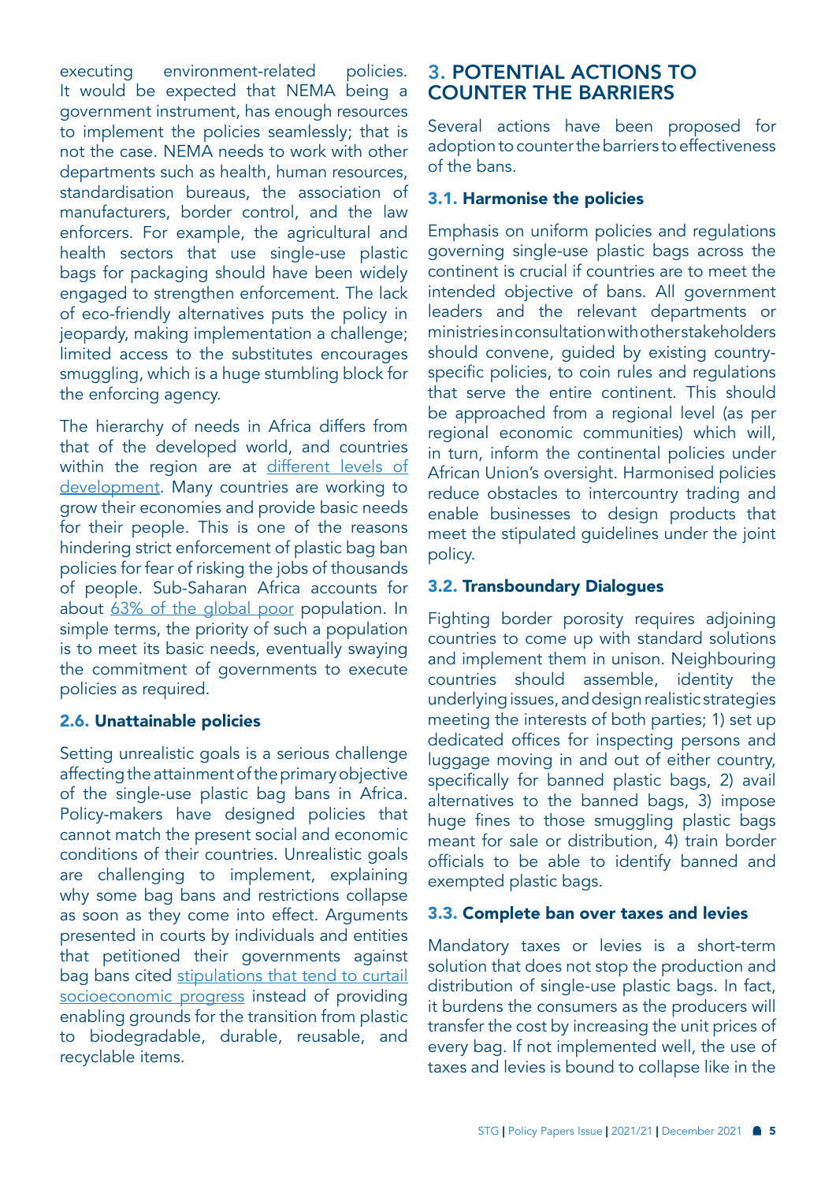executing environment-related policies. It would be expected that NEMA being a government instrument, has enough resources to implement the policies seamlessly; that is not the case. NEMA needs to work with other departments such as health, human resources, standardisation bureaus, the association of manufacturers, border control, and the law enforcers. For example, the agricultural and health sectors that use single-use plastic bags for packaging should have been widely engaged to strengthen enforcement. The lack of eco-friendly alternatives puts the policy in jeopardy, making implementation a challenge; limited access to the substitutes encourages smuggling, which is a huge stumbling block for the enforcing agency.

The hierarchy of needs in Africa differs from that of the developed world, and countries within the region are at different levels of development. Many countries are working to grow their economies and provide basic needs for their people. This is one of the reasons hindering strict enforcement of plastic bag ban policies for fear of risking the jobs of thousands of people. Sub-Saharan Africa accounts for about 63% of the global poor population. In simple terms, the priority of such a population is to meet its basic needs, eventually swaying the commitment of governments to execute policies as required.

### 2.6. Unattainable policies

Setting unrealistic goals is a serious challenge affecting the attainment of the primary objective of the single-use plastic bag bans in Africa. Policy-makers have designed policies that cannot match the present social and economic conditions of their countries. Unrealistic goals are challenging to implement, explaining why some bag bans and restrictions collapse as soon as they come into effect. Arguments presented in courts by individuals and entities that petitioned their governments against bag bans cited stipulations that tend to curtail socioeconomic progress instead of providing enabling grounds for the transition from plastic to biodegradable, durable, reusable, and recyclable items.

## 3. POTENTIAL ACTIONS TO COUNTER THE BARRIERS

Several actions have been proposed for adoption to counter the barriers to effectiveness of the bans.

### 3.1. Harmonise the policies

Emphasis on uniform policies and regulations governing single-use plastic bags across the continent is crucial if countries are to meet the intended objective of bans. All government leaders and the relevant departments or ministries in consultation with other stakeholders should convene, guided by existing country-specific policies, to coin rules and regulations that serve the entire continent. This should be approached from a regional level (as per regional economic communities) which will, in turn, inform the continental policies under African Union's oversight. Harmonised policies reduce obstacles to intercountry trading and enable businesses to design products that meet the stipulated guidelines under the joint policy.

### 3.2. Transboundary Dialogues

Fighting border porosity requires adjoining countries to come up with standard solutions and implement them in unison. Neighbouring countries should assemble, identity the underlying issues, and design realistic strategies meeting the interests of both parties; 1) set up dedicated offices for inspecting persons and luggage moving in and out of either country, specifically for banned plastic bags, 2) avail alternatives to the banned bags, 3) impose huge fines to those smuggling plastic bags meant for sale or distribution, 4) train border officials to be able to identify banned and exempted plastic bags.

### 3.3. Complete ban over taxes and levies

Mandatory taxes or levies is a short-term solution that does not stop the production and distribution of single-use plastic bags. In fact, it burdens the consumers as the producers will transfer the cost by increasing the unit prices of every bag. If not implemented well, the use of taxes and levies is bound to collapse like in the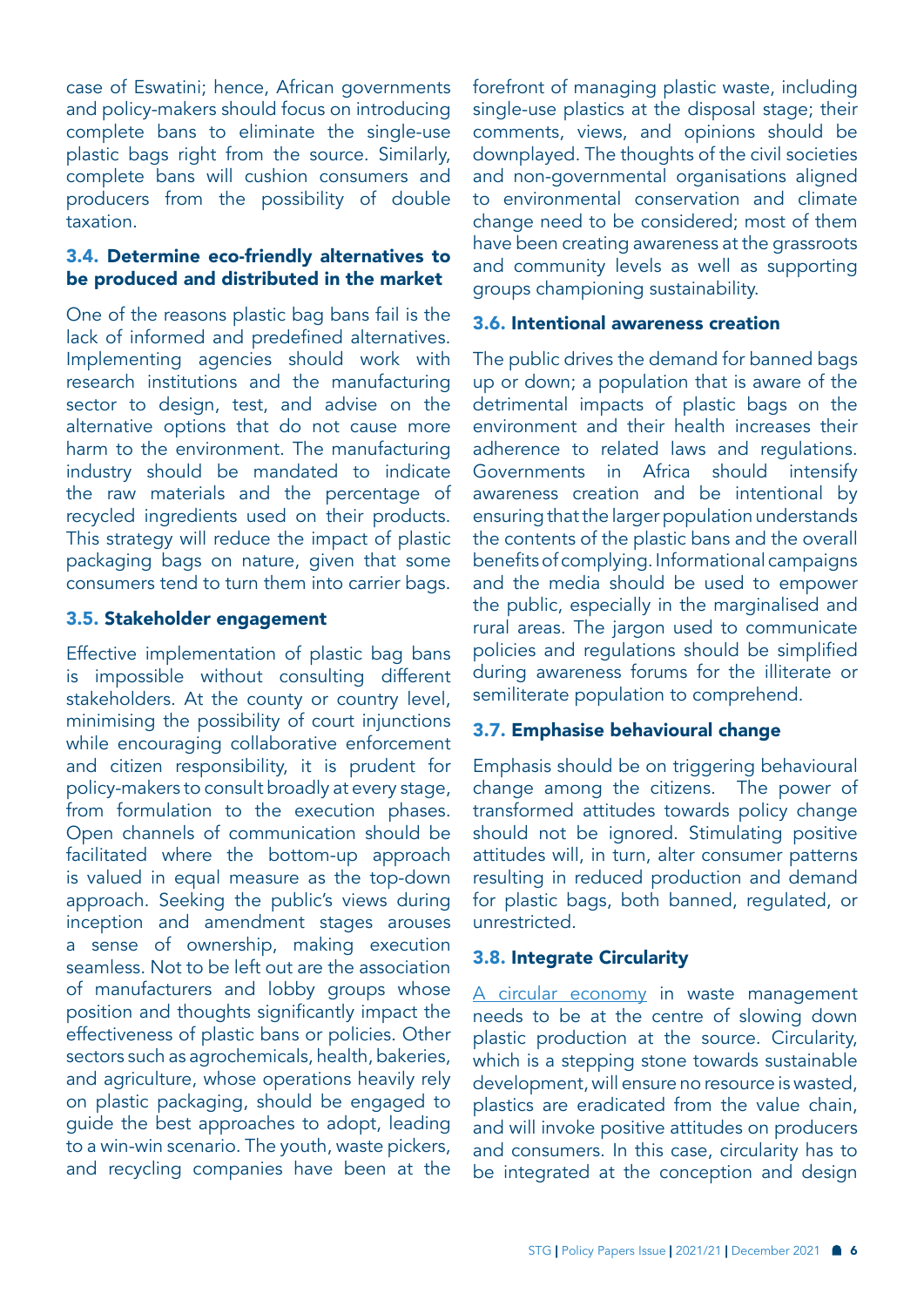case of Eswatini; hence, African governments and policy-makers should focus on introducing complete bans to eliminate the single-use plastic bags right from the source. Similarly, complete bans will cushion consumers and producers from the possibility of double taxation.

### 3.4. Determine eco-friendly alternatives to be produced and distributed in the market

One of the reasons plastic bag bans fail is the lack of informed and predefined alternatives. Implementing agencies should work with research institutions and the manufacturing sector to design, test, and advise on the alternative options that do not cause more harm to the environment. The manufacturing industry should be mandated to indicate the raw materials and the percentage of recycled ingredients used on their products. This strategy will reduce the impact of plastic packaging bags on nature, given that some consumers tend to turn them into carrier bags.

### 3.5. Stakeholder engagement

Effective implementation of plastic bag bans is impossible without consulting different stakeholders. At the county or country level, minimising the possibility of court injunctions while encouraging collaborative enforcement and citizen responsibility, it is prudent for policy-makers to consult broadly at every stage, from formulation to the execution phases. Open channels of communication should be facilitated where the bottom-up approach is valued in equal measure as the top-down approach. Seeking the public's views during inception and amendment stages arouses a sense of ownership, making execution seamless. Not to be left out are the association of manufacturers and lobby groups whose position and thoughts significantly impact the effectiveness of plastic bans or policies. Other sectors such as agrochemicals, health, bakeries, and agriculture, whose operations heavily rely on plastic packaging, should be engaged to guide the best approaches to adopt, leading to a win-win scenario. The youth, waste pickers, and recycling companies have been at the forefront of managing plastic waste, including single-use plastics at the disposal stage; their comments, views, and opinions should be downplayed. The thoughts of the civil societies and non-governmental organisations aligned to environmental conservation and climate change need to be considered; most of them have been creating awareness at the grassroots and community levels as well as supporting groups championing sustainability.

### 3.6. Intentional awareness creation

The public drives the demand for banned bags up or down; a population that is aware of the detrimental impacts of plastic bags on the environment and their health increases their adherence to related laws and regulations. Governments in Africa should intensify awareness creation and be intentional by ensuring that the larger population understands the contents of the plastic bans and the overall benefits of complying. Informational campaigns and the media should be used to empower the public, especially in the marginalised and rural areas. The jargon used to communicate policies and regulations should be simplified during awareness forums for the illiterate or semiliterate population to comprehend.

### 3.7. Emphasise behavioural change

Emphasis should be on triggering behavioural change among the citizens. The power of transformed attitudes towards policy change should not be ignored. Stimulating positive attitudes will, in turn, alter consumer patterns resulting in reduced production and demand for plastic bags, both banned, regulated, or unrestricted.

### 3.8. Integrate Circularity

A circular economy in waste management needs to be at the centre of slowing down plastic production at the source. Circularity, which is a stepping stone towards sustainable development, will ensure no resource is wasted, plastics are eradicated from the value chain, and will invoke positive attitudes on producers and consumers. In this case, circularity has to be integrated at the conception and design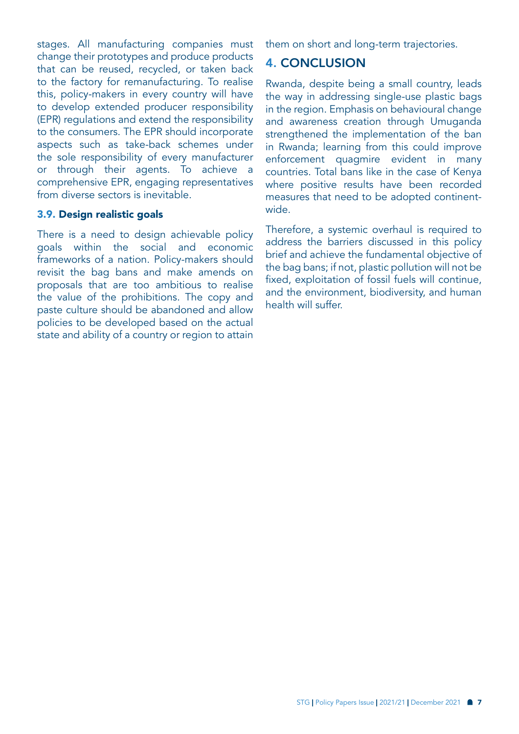stages. All manufacturing companies must change their prototypes and produce products that can be reused, recycled, or taken back to the factory for remanufacturing. To realise this, policy-makers in every country will have to develop extended producer responsibility (EPR) regulations and extend the responsibility to the consumers. The EPR should incorporate aspects such as take-back schemes under the sole responsibility of every manufacturer or through their agents. To achieve a comprehensive EPR, engaging representatives from diverse sectors is inevitable.

### 3.9. Design realistic goals

There is a need to design achievable policy goals within the social and economic frameworks of a nation. Policy-makers should revisit the bag bans and make amends on proposals that are too ambitious to realise the value of the prohibitions. The copy and paste culture should be abandoned and allow policies to be developed based on the actual state and ability of a country or region to attain them on short and long-term trajectories.

## 4. CONCLUSION

Rwanda, despite being a small country, leads the way in addressing single-use plastic bags in the region. Emphasis on behavioural change and awareness creation through Umuganda strengthened the implementation of the ban in Rwanda; learning from this could improve enforcement quagmire evident in many countries. Total bans like in the case of Kenya where positive results have been recorded measures that need to be adopted continent-wide.

Therefore, a systemic overhaul is required to address the barriers discussed in this policy brief and achieve the fundamental objective of the bag bans; if not, plastic pollution will not be fixed, exploitation of fossil fuels will continue, and the environment, biodiversity, and human health will suffer.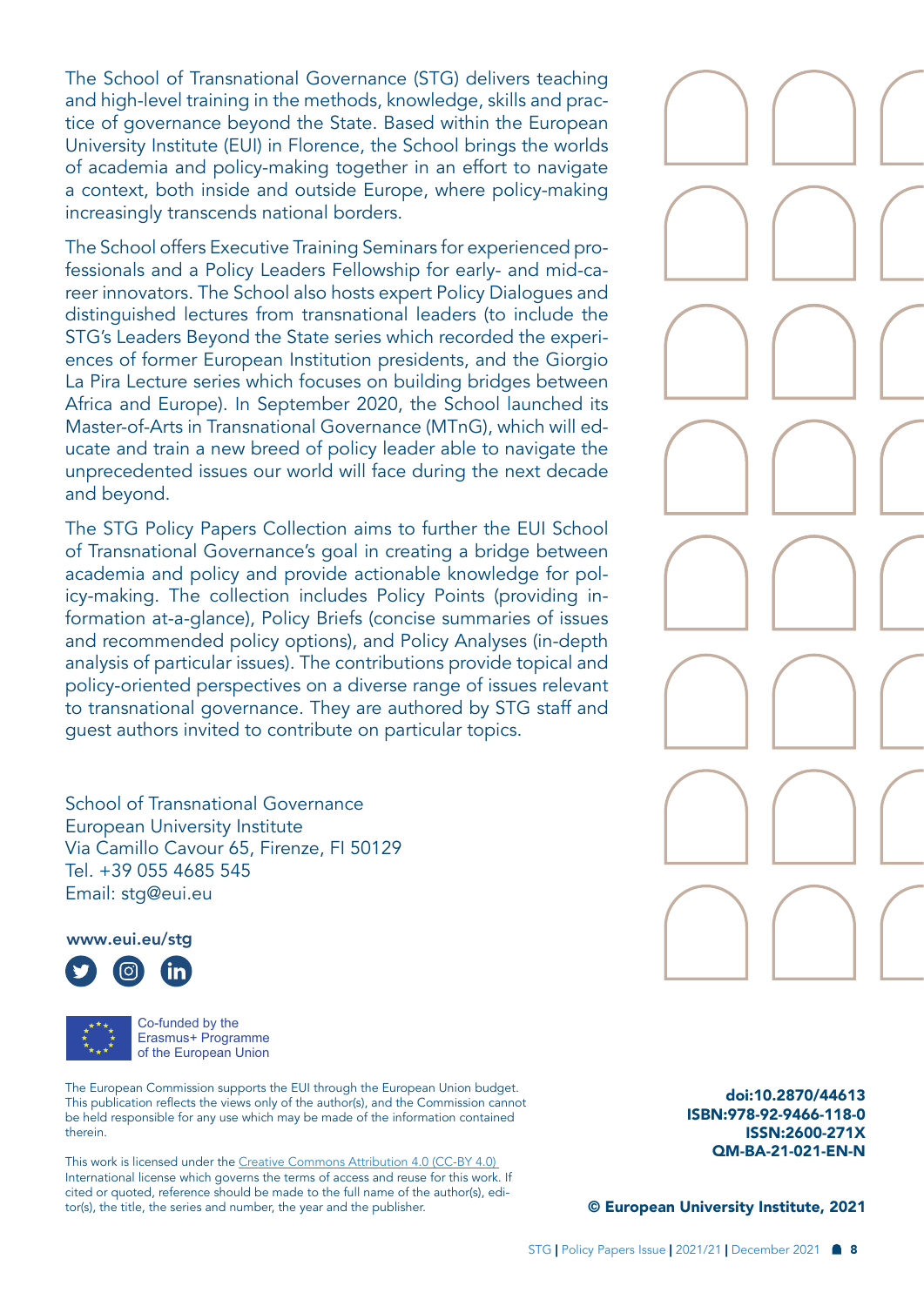The School of Transnational Governance (STG) delivers teaching and high-level training in the methods, knowledge, skills and practice of governance beyond the State. Based within the European University Institute (EUI) in Florence, the School brings the worlds of academia and policy-making together in an effort to navigate a context, both inside and outside Europe, where policy-making increasingly transcends national borders.

The School offers Executive Training Seminars for experienced professionals and a Policy Leaders Fellowship for early- and mid-career innovators. The School also hosts expert Policy Dialogues and distinguished lectures from transnational leaders (to include the STG's Leaders Beyond the State series which recorded the experiences of former European Institution presidents, and the Giorgio La Pira Lecture series which focuses on building bridges between Africa and Europe). In September 2020, the School launched its Master-of-Arts in Transnational Governance (MTnG), which will educate and train a new breed of policy leader able to navigate the unprecedented issues our world will face during the next decade and beyond.

The STG Policy Papers Collection aims to further the EUI School of Transnational Governance's goal in creating a bridge between academia and policy and provide actionable knowledge for policy-making. The collection includes Policy Points (providing information at-a-glance), Policy Briefs (concise summaries of issues and recommended policy options), and Policy Analyses (in-depth analysis of particular issues). The contributions provide topical and policy-oriented perspectives on a diverse range of issues relevant to transnational governance. They are authored by STG staff and guest authors invited to contribute on particular topics.

School of Transnational Governance
European University Institute
Via Camillo Cavour 65, Firenze, FI 50129
Tel. +39 055 4685 545
Email: stg@eui.eu

**www.eui.eu/stg**

Co-funded by the Erasmus+ Programme of the European Union

The European Commission supports the EUI through the European Union budget. This publication reflects the views only of the author(s), and the Commission cannot be held responsible for any use which may be made of the information contained therein.

This work is licensed under the Creative Commons Attribution 4.0 (CC-BY 4.0) International license which governs the terms of access and reuse for this work. If cited or quoted, reference should be made to the full name of the author(s), editor(s), the title, the series and number, the year and the publisher.

**doi:10.2870/44613**
**ISBN:978-92-9466-118-0**
**ISSN:2600-271X**
**QM-BA-21-021-EN-N**

**© European University Institute, 2021**